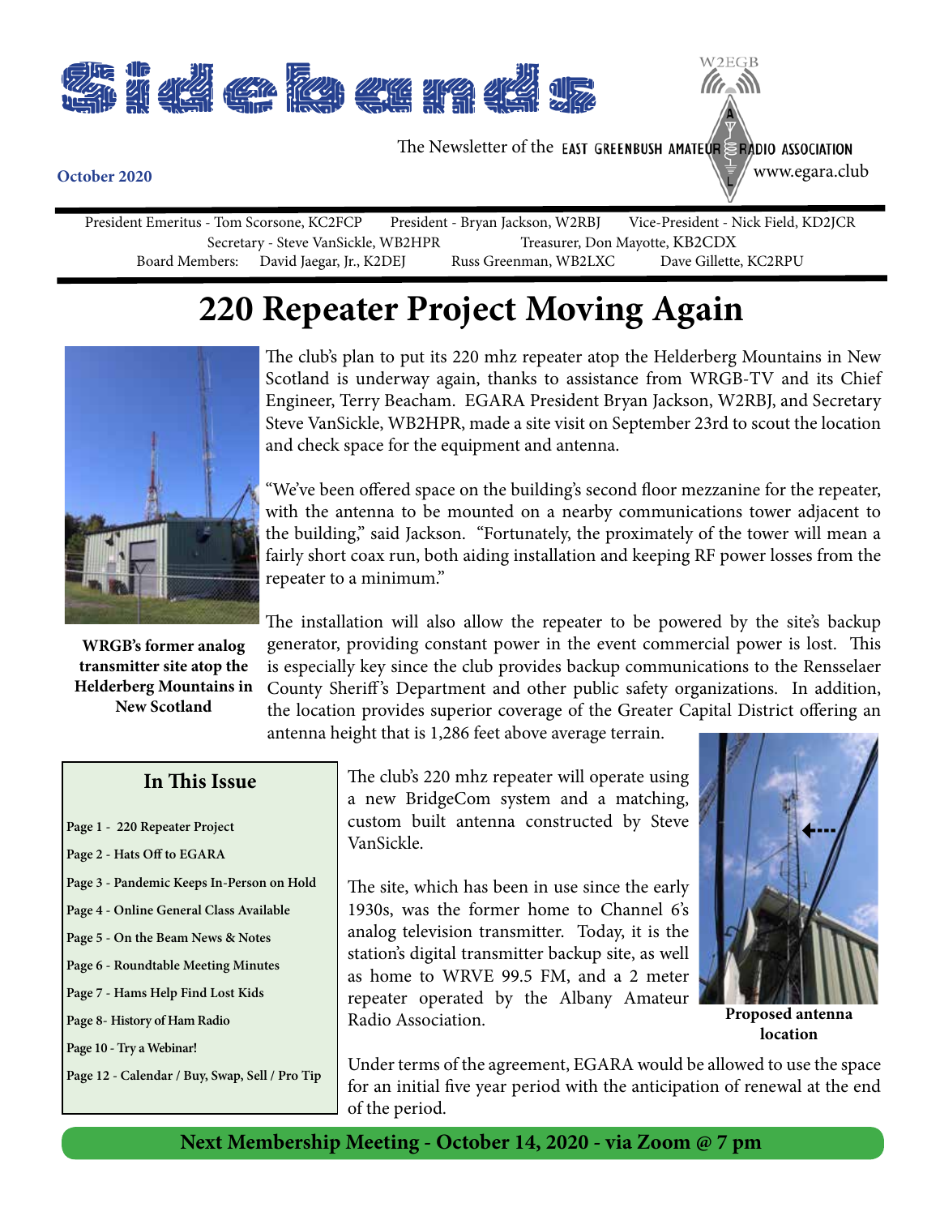# Sidebands

The Newsletter of the EAST GREENBUSH AMATEUR RADIO ASSOCIATION

W2EGB

www.egara.club

**October 2020**

President Emeritus - Tom Scorsone, KC2FCP     President - Bryan Jackson, W2RBJ     Vice-President - Nick Field, KD2JCR
Secretary - Steve VanSickle, WB2HPR     Treasurer, Don Mayotte, KB2CDX
Board Members: David Jaegar, Jr., K2DEJ     Russ Greenman, WB2LXC     Dave Gillette, KC2RPU

# 220 Repeater Project Moving Again

The club's plan to put its 220 mhz repeater atop the Helderberg Mountains in New Scotland is underway again, thanks to assistance from WRGB-TV and its Chief Engineer, Terry Beacham. EGARA President Bryan Jackson, W2RBJ, and Secretary Steve VanSickle, WB2HPR, made a site visit on September 23rd to scout the location and check space for the equipment and antenna.

**WRGB's former analog transmitter site atop the Helderberg Mountains in New Scotland**

"We've been offered space on the building's second floor mezzanine for the repeater, with the antenna to be mounted on a nearby communications tower adjacent to the building," said Jackson. "Fortunately, the proximately of the tower will mean a fairly short coax run, both aiding installation and keeping RF power losses from the repeater to a minimum."

The installation will also allow the repeater to be powered by the site's backup generator, providing constant power in the event commercial power is lost. This is especially key since the club provides backup communications to the Rensselaer County Sheriff's Department and other public safety organizations. In addition, the location provides superior coverage of the Greater Capital District offering an antenna height that is 1,286 feet above average terrain.

The club's 220 mhz repeater will operate using a new BridgeCom system and a matching, custom built antenna constructed by Steve VanSickle.

The site, which has been in use since the early 1930s, was the former home to Channel 6's analog television transmitter. Today, it is the station's digital transmitter backup site, as well as home to WRVE 99.5 FM, and a 2 meter repeater operated by the Albany Amateur Radio Association.

**Proposed antenna location**

Under terms of the agreement, EGARA would be allowed to use the space for an initial five year period with the anticipation of renewal at the end of the period.

## In This Issue

- Page 1 - 220 Repeater Project
- Page 2 - Hats Off to EGARA
- Page 3 - Pandemic Keeps In-Person on Hold
- Page 4 - Online General Class Available
- Page 5 - On the Beam News & Notes
- Page 6 - Roundtable Meeting Minutes
- Page 7 - Hams Help Find Lost Kids
- Page 8- History of Ham Radio
- Page 10 - Try a Webinar!
- Page 12 - Calendar / Buy, Swap, Sell / Pro Tip

**Next Membership Meeting - October 14, 2020 - via Zoom @ 7 pm**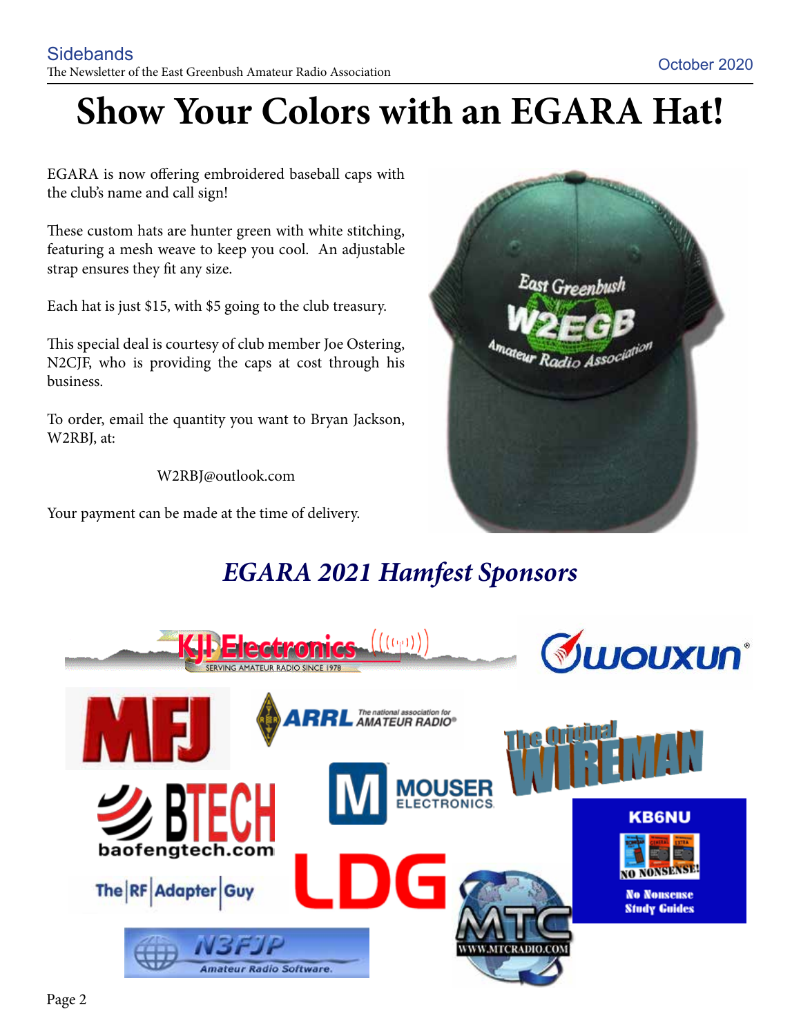# Show Your Colors with an EGARA Hat!

EGARA is now offering embroidered baseball caps with the club's name and call sign!

These custom hats are hunter green with white stitching, featuring a mesh weave to keep you cool. An adjustable strap ensures they fit any size.

Each hat is just $15, with $5 going to the club treasury.

This special deal is courtesy of club member Joe Ostering, N2CJF, who is providing the caps at cost through his business.

To order, email the quantity you want to Bryan Jackson, W2RBJ, at:

W2RBJ@outlook.com

Your payment can be made at the time of delivery.

## *EGARA 2021 Hamfest Sponsors*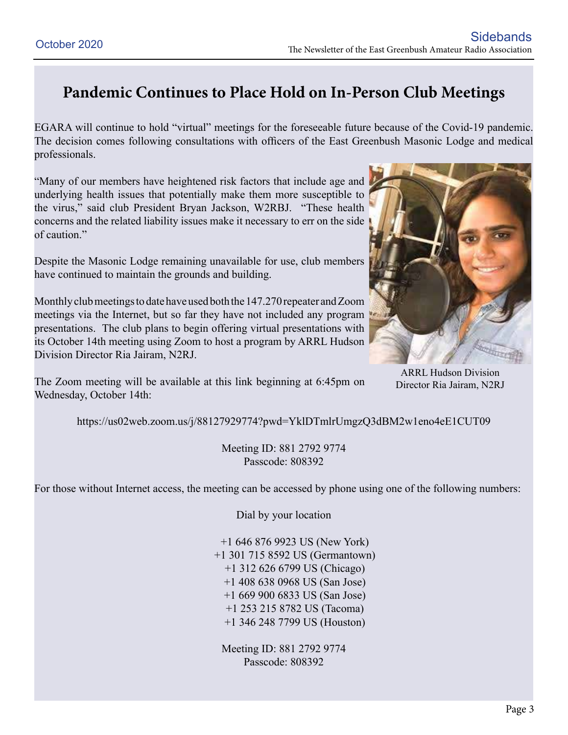# Pandemic Continues to Place Hold on In-Person Club Meetings

EGARA will continue to hold "virtual" meetings for the foreseeable future because of the Covid-19 pandemic. The decision comes following consultations with officers of the East Greenbush Masonic Lodge and medical professionals.

"Many of our members have heightened risk factors that include age and underlying health issues that potentially make them more susceptible to the virus," said club President Bryan Jackson, W2RBJ. "These health concerns and the related liability issues make it necessary to err on the side of caution."

Despite the Masonic Lodge remaining unavailable for use, club members have continued to maintain the grounds and building.

Monthly club meetings to date have used both the 147.270 repeater and Zoom meetings via the Internet, but so far they have not included any program presentations. The club plans to begin offering virtual presentations with its October 14th meeting using Zoom to host a program by ARRL Hudson Division Director Ria Jairam, N2RJ.

ARRL Hudson Division Director Ria Jairam, N2RJ

The Zoom meeting will be available at this link beginning at 6:45pm on Wednesday, October 14th:

https://us02web.zoom.us/j/88127929774?pwd=YklDTmlrUmgzQ3dBM2w1eno4eE1CUT09

Meeting ID: 881 2792 9774
Passcode: 808392

For those without Internet access, the meeting can be accessed by phone using one of the following numbers:

Dial by your location

+1 646 876 9923 US (New York)
+1 301 715 8592 US (Germantown)
+1 312 626 6799 US (Chicago)
+1 408 638 0968 US (San Jose)
+1 669 900 6833 US (San Jose)
+1 253 215 8782 US (Tacoma)
+1 346 248 7799 US (Houston)

Meeting ID: 881 2792 9774
Passcode: 808392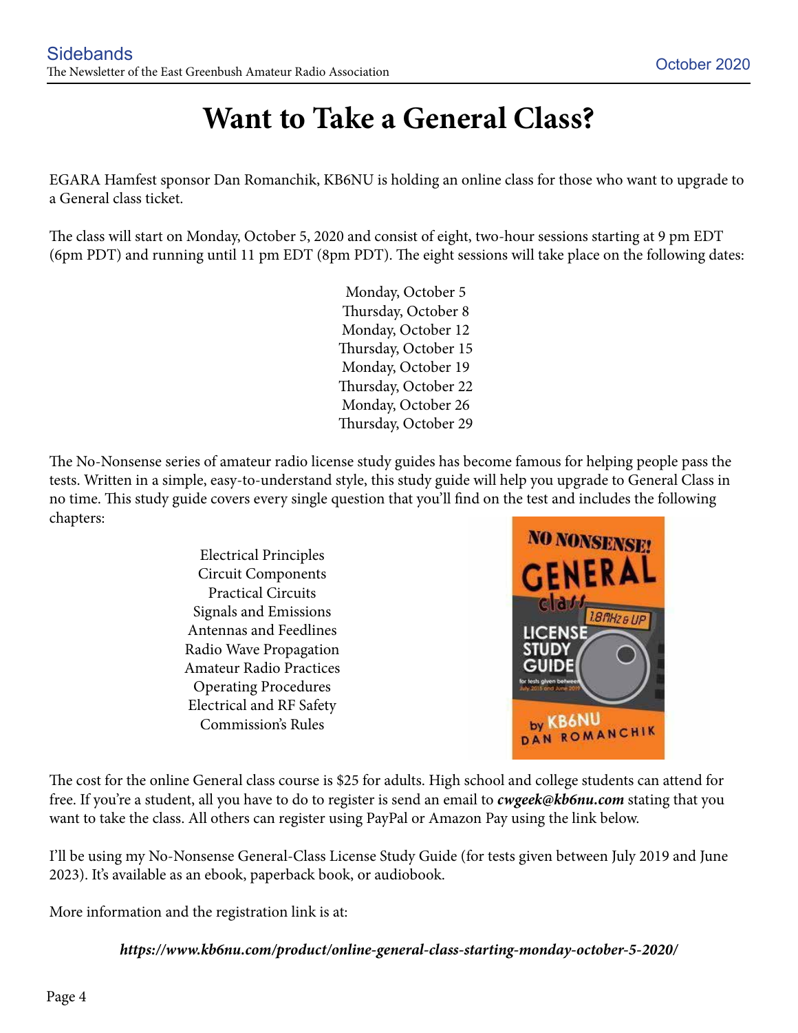# Want to Take a General Class?

EGARA Hamfest sponsor Dan Romanchik, KB6NU is holding an online class for those who want to upgrade to a General class ticket.

The class will start on Monday, October 5, 2020 and consist of eight, two-hour sessions starting at 9 pm EDT (6pm PDT) and running until 11 pm EDT (8pm PDT). The eight sessions will take place on the following dates:

Monday, October 5
Thursday, October 8
Monday, October 12
Thursday, October 15
Monday, October 19
Thursday, October 22
Monday, October 26
Thursday, October 29

The No-Nonsense series of amateur radio license study guides has become famous for helping people pass the tests. Written in a simple, easy-to-understand style, this study guide will help you upgrade to General Class in no time. This study guide covers every single question that you'll find on the test and includes the following chapters:

Electrical Principles
Circuit Components
Practical Circuits
Signals and Emissions
Antennas and Feedlines
Radio Wave Propagation
Amateur Radio Practices
Operating Procedures
Electrical and RF Safety
Commission's Rules

The cost for the online General class course is $25 for adults. High school and college students can attend for free. If you're a student, all you have to do to register is send an email to ***cwgeek@kb6nu.com*** stating that you want to take the class. All others can register using PayPal or Amazon Pay using the link below.

I'll be using my No-Nonsense General-Class License Study Guide (for tests given between July 2019 and June 2023). It's available as an ebook, paperback book, or audiobook.

More information and the registration link is at:

***https://www.kb6nu.com/product/online-general-class-starting-monday-october-5-2020/***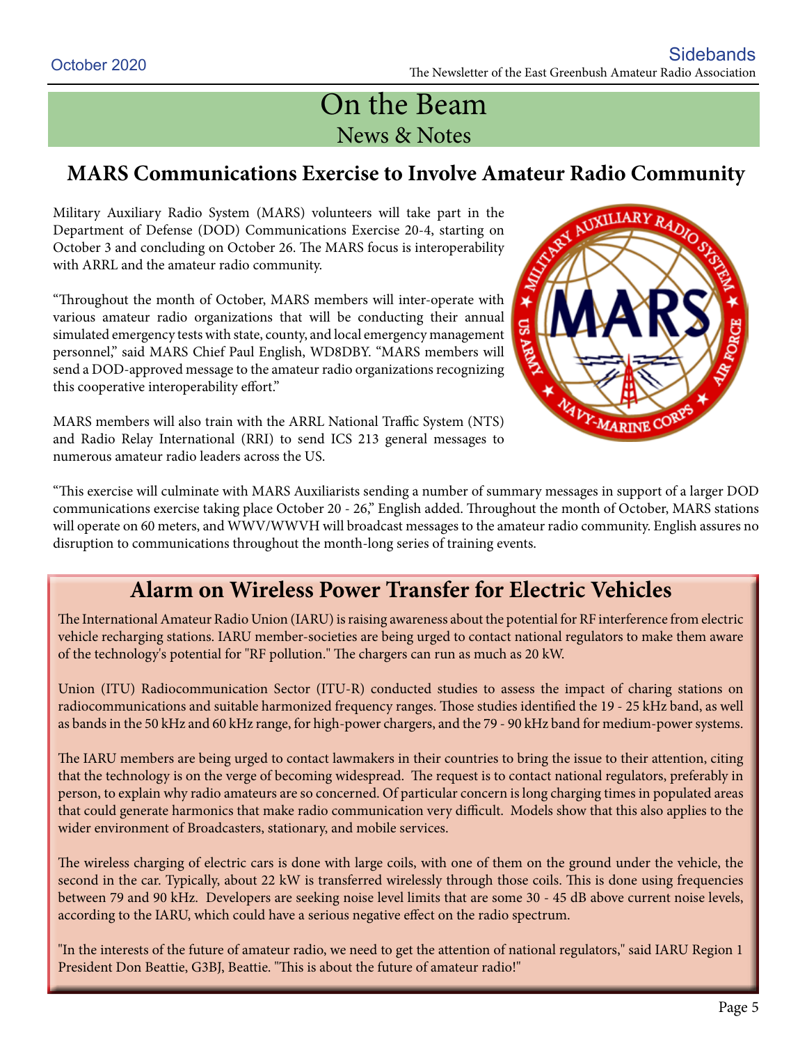# On the Beam

## News & Notes

## MARS Communications Exercise to Involve Amateur Radio Community

Military Auxiliary Radio System (MARS) volunteers will take part in the Department of Defense (DOD) Communications Exercise 20-4, starting on October 3 and concluding on October 26. The MARS focus is interoperability with ARRL and the amateur radio community.

"Throughout the month of October, MARS members will inter-operate with various amateur radio organizations that will be conducting their annual simulated emergency tests with state, county, and local emergency management personnel," said MARS Chief Paul English, WD8DBY. "MARS members will send a DOD-approved message to the amateur radio organizations recognizing this cooperative interoperability effort."

MARS members will also train with the ARRL National Traffic System (NTS) and Radio Relay International (RRI) to send ICS 213 general messages to numerous amateur radio leaders across the US.

"This exercise will culminate with MARS Auxiliarists sending a number of summary messages in support of a larger DOD communications exercise taking place October 20 - 26," English added. Throughout the month of October, MARS stations will operate on 60 meters, and WWV/WWVH will broadcast messages to the amateur radio community. English assures no disruption to communications throughout the month-long series of training events.

## Alarm on Wireless Power Transfer for Electric Vehicles

The International Amateur Radio Union (IARU) is raising awareness about the potential for RF interference from electric vehicle recharging stations. IARU member-societies are being urged to contact national regulators to make them aware of the technology's potential for "RF pollution." The chargers can run as much as 20 kW.

Union (ITU) Radiocommunication Sector (ITU-R) conducted studies to assess the impact of charing stations on radiocommunications and suitable harmonized frequency ranges. Those studies identified the 19 - 25 kHz band, as well as bands in the 50 kHz and 60 kHz range, for high-power chargers, and the 79 - 90 kHz band for medium-power systems.

The IARU members are being urged to contact lawmakers in their countries to bring the issue to their attention, citing that the technology is on the verge of becoming widespread. The request is to contact national regulators, preferably in person, to explain why radio amateurs are so concerned. Of particular concern is long charging times in populated areas that could generate harmonics that make radio communication very difficult. Models show that this also applies to the wider environment of Broadcasters, stationary, and mobile services.

The wireless charging of electric cars is done with large coils, with one of them on the ground under the vehicle, the second in the car. Typically, about 22 kW is transferred wirelessly through those coils. This is done using frequencies between 79 and 90 kHz. Developers are seeking noise level limits that are some 30 - 45 dB above current noise levels, according to the IARU, which could have a serious negative effect on the radio spectrum.

"In the interests of the future of amateur radio, we need to get the attention of national regulators," said IARU Region 1 President Don Beattie, G3BJ, Beattie. "This is about the future of amateur radio!"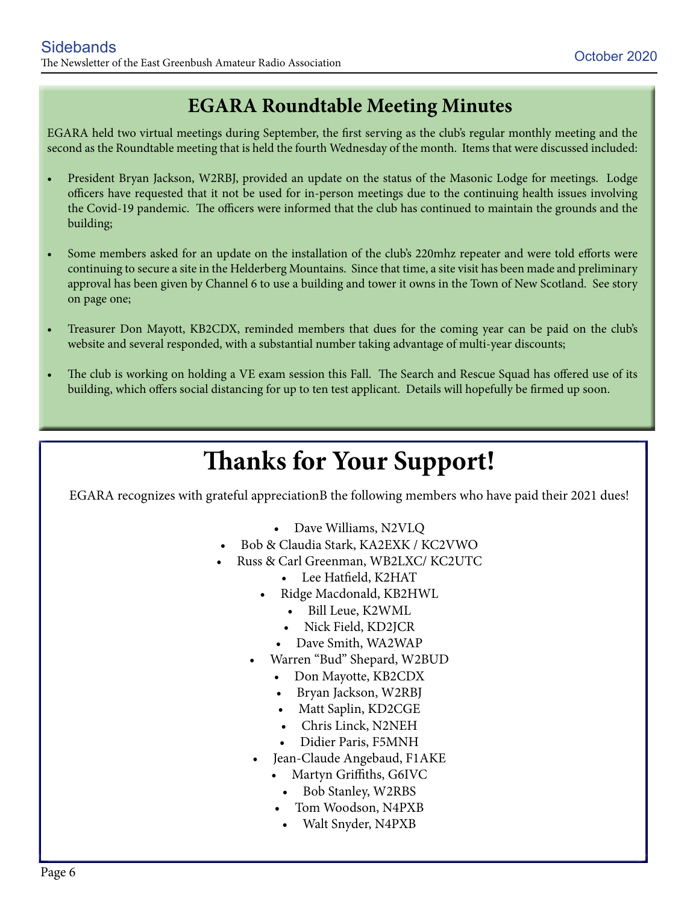## EGARA Roundtable Meeting Minutes

EGARA held two virtual meetings during September, the first serving as the club's regular monthly meeting and the second as the Roundtable meeting that is held the fourth Wednesday of the month. Items that were discussed included:

- President Bryan Jackson, W2RBJ, provided an update on the status of the Masonic Lodge for meetings. Lodge officers have requested that it not be used for in-person meetings due to the continuing health issues involving the Covid-19 pandemic. The officers were informed that the club has continued to maintain the grounds and the building;
- Some members asked for an update on the installation of the club's 220mhz repeater and were told efforts were continuing to secure a site in the Helderberg Mountains. Since that time, a site visit has been made and preliminary approval has been given by Channel 6 to use a building and tower it owns in the Town of New Scotland. See story on page one;
- Treasurer Don Mayott, KB2CDX, reminded members that dues for the coming year can be paid on the club's website and several responded, with a substantial number taking advantage of multi-year discounts;
- The club is working on holding a VE exam session this Fall. The Search and Rescue Squad has offered use of its building, which offers social distancing for up to ten test applicant. Details will hopefully be firmed up soon.

# Thanks for Your Support!

EGARA recognizes with grateful appreciationB the following members who have paid their 2021 dues!

- Dave Williams, N2VLQ
- Bob & Claudia Stark, KA2EXK / KC2VWO
- Russ & Carl Greenman, WB2LXC/ KC2UTC
- Lee Hatfield, K2HAT
- Ridge Macdonald, KB2HWL
- Bill Leue, K2WML
- Nick Field, KD2JCR
- Dave Smith, WA2WAP
- Warren "Bud" Shepard, W2BUD
- Don Mayotte, KB2CDX
- Bryan Jackson, W2RBJ
- Matt Saplin, KD2CGE
- Chris Linck, N2NEH
- Didier Paris, F5MNH
- Jean-Claude Angebaud, F1AKE
- Martyn Griffiths, G6IVC
- Bob Stanley, W2RBS
- Tom Woodson, N4PXB
- Walt Snyder, N4PXB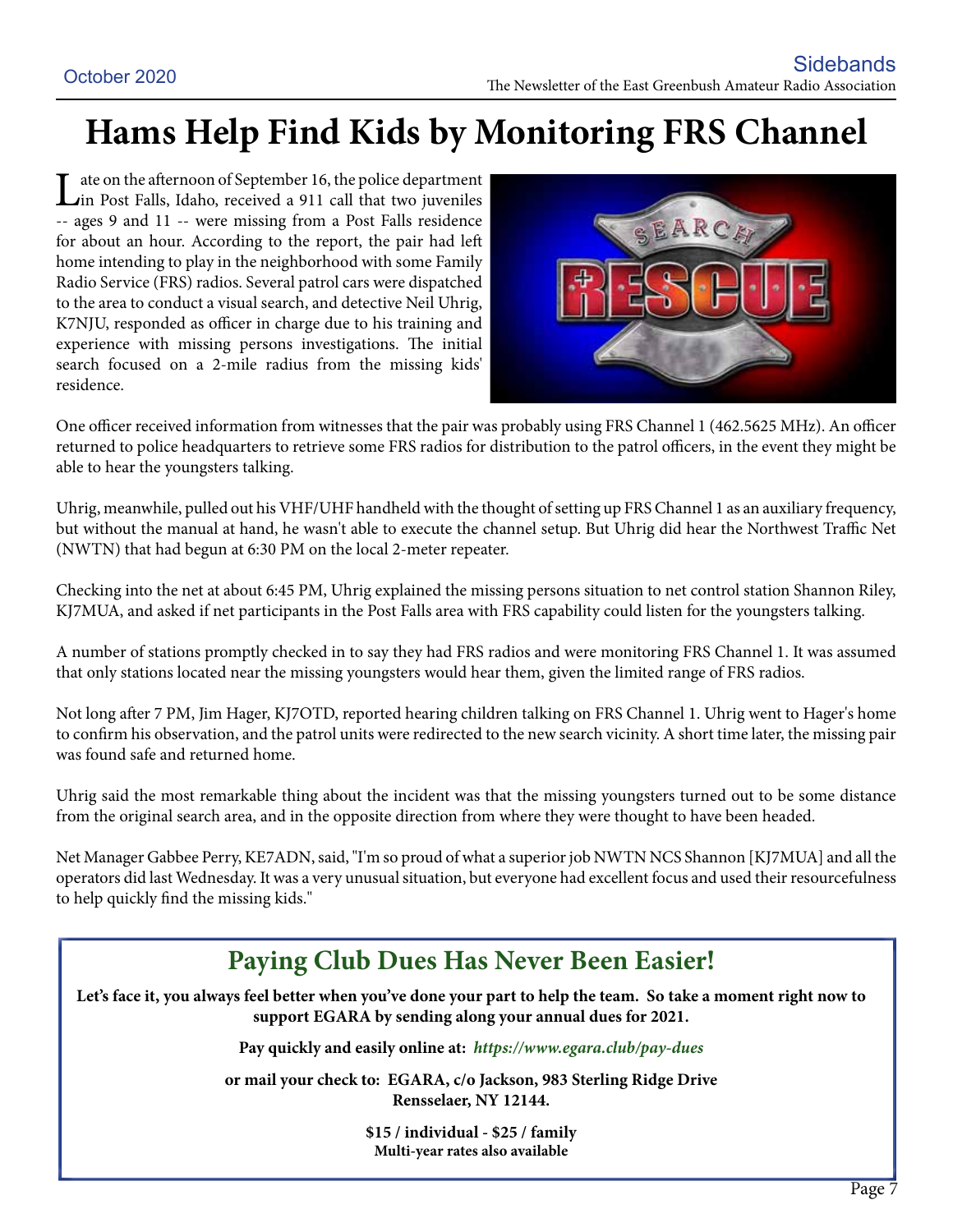# Hams Help Find Kids by Monitoring FRS Channel

Late on the afternoon of September 16, the police department in Post Falls, Idaho, received a 911 call that two juveniles -- ages 9 and 11 -- were missing from a Post Falls residence for about an hour. According to the report, the pair had left home intending to play in the neighborhood with some Family Radio Service (FRS) radios. Several patrol cars were dispatched to the area to conduct a visual search, and detective Neil Uhrig, K7NJU, responded as officer in charge due to his training and experience with missing persons investigations. The initial search focused on a 2-mile radius from the missing kids' residence.

One officer received information from witnesses that the pair was probably using FRS Channel 1 (462.5625 MHz). An officer returned to police headquarters to retrieve some FRS radios for distribution to the patrol officers, in the event they might be able to hear the youngsters talking.

Uhrig, meanwhile, pulled out his VHF/UHF handheld with the thought of setting up FRS Channel 1 as an auxiliary frequency, but without the manual at hand, he wasn't able to execute the channel setup. But Uhrig did hear the Northwest Traffic Net (NWTN) that had begun at 6:30 PM on the local 2-meter repeater.

Checking into the net at about 6:45 PM, Uhrig explained the missing persons situation to net control station Shannon Riley, KJ7MUA, and asked if net participants in the Post Falls area with FRS capability could listen for the youngsters talking.

A number of stations promptly checked in to say they had FRS radios and were monitoring FRS Channel 1. It was assumed that only stations located near the missing youngsters would hear them, given the limited range of FRS radios.

Not long after 7 PM, Jim Hager, KJ7OTD, reported hearing children talking on FRS Channel 1. Uhrig went to Hager's home to confirm his observation, and the patrol units were redirected to the new search vicinity. A short time later, the missing pair was found safe and returned home.

Uhrig said the most remarkable thing about the incident was that the missing youngsters turned out to be some distance from the original search area, and in the opposite direction from where they were thought to have been headed.

Net Manager Gabbee Perry, KE7ADN, said, "I'm so proud of what a superior job NWTN NCS Shannon [KJ7MUA] and all the operators did last Wednesday. It was a very unusual situation, but everyone had excellent focus and used their resourcefulness to help quickly find the missing kids."

## Paying Club Dues Has Never Been Easier!

**Let's face it, you always feel better when you've done your part to help the team. So take a moment right now to support EGARA by sending along your annual dues for 2021.**

**Pay quickly and easily online at:** ***https://www.egara.club/pay-dues***

**or mail your check to: EGARA, c/o Jackson, 983 Sterling Ridge Drive Rensselaer, NY 12144.**

**$15 / individual - $25 / family**
**Multi-year rates also available**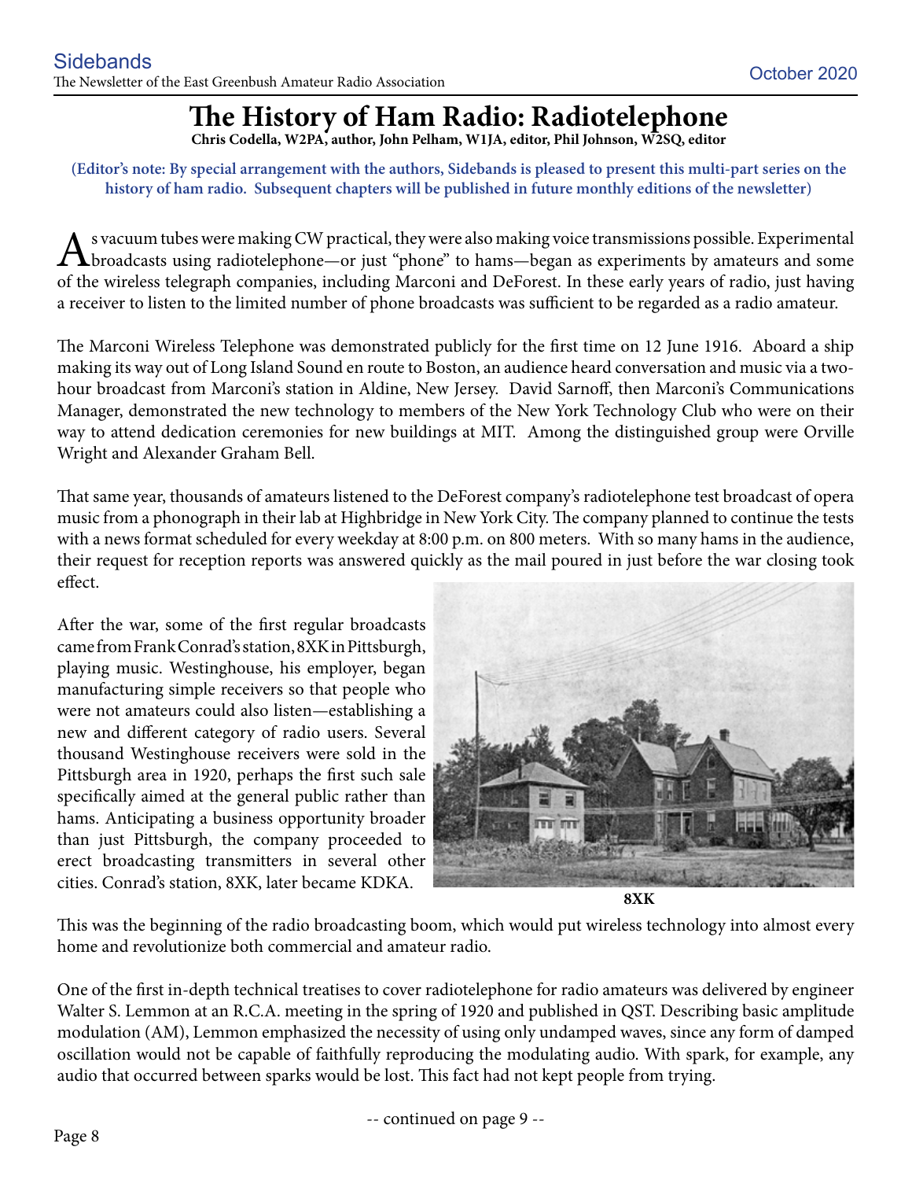# The History of Ham Radio: Radiotelephone

**Chris Codella, W2PA, author, John Pelham, W1JA, editor, Phil Johnson, W2SQ, editor**

**(Editor's note: By special arrangement with the authors, Sidebands is pleased to present this multi-part series on the history of ham radio. Subsequent chapters will be published in future monthly editions of the newsletter)**

As vacuum tubes were making CW practical, they were also making voice transmissions possible. Experimental broadcasts using radiotelephone—or just "phone" to hams—began as experiments by amateurs and some of the wireless telegraph companies, including Marconi and DeForest. In these early years of radio, just having a receiver to listen to the limited number of phone broadcasts was sufficient to be regarded as a radio amateur.

The Marconi Wireless Telephone was demonstrated publicly for the first time on 12 June 1916. Aboard a ship making its way out of Long Island Sound en route to Boston, an audience heard conversation and music via a two-hour broadcast from Marconi's station in Aldine, New Jersey. David Sarnoff, then Marconi's Communications Manager, demonstrated the new technology to members of the New York Technology Club who were on their way to attend dedication ceremonies for new buildings at MIT. Among the distinguished group were Orville Wright and Alexander Graham Bell.

That same year, thousands of amateurs listened to the DeForest company's radiotelephone test broadcast of opera music from a phonograph in their lab at Highbridge in New York City. The company planned to continue the tests with a news format scheduled for every weekday at 8:00 p.m. on 800 meters. With so many hams in the audience, their request for reception reports was answered quickly as the mail poured in just before the war closing took effect.

After the war, some of the first regular broadcasts came from Frank Conrad's station, 8XK in Pittsburgh, playing music. Westinghouse, his employer, began manufacturing simple receivers so that people who were not amateurs could also listen—establishing a new and different category of radio users. Several thousand Westinghouse receivers were sold in the Pittsburgh area in 1920, perhaps the first such sale specifically aimed at the general public rather than hams. Anticipating a business opportunity broader than just Pittsburgh, the company proceeded to erect broadcasting transmitters in several other cities. Conrad's station, 8XK, later became KDKA.

**8XK**

This was the beginning of the radio broadcasting boom, which would put wireless technology into almost every home and revolutionize both commercial and amateur radio.

One of the first in-depth technical treatises to cover radiotelephone for radio amateurs was delivered by engineer Walter S. Lemmon at an R.C.A. meeting in the spring of 1920 and published in QST. Describing basic amplitude modulation (AM), Lemmon emphasized the necessity of using only undamped waves, since any form of damped oscillation would not be capable of faithfully reproducing the modulating audio. With spark, for example, any audio that occurred between sparks would be lost. This fact had not kept people from trying.

-- continued on page 9 --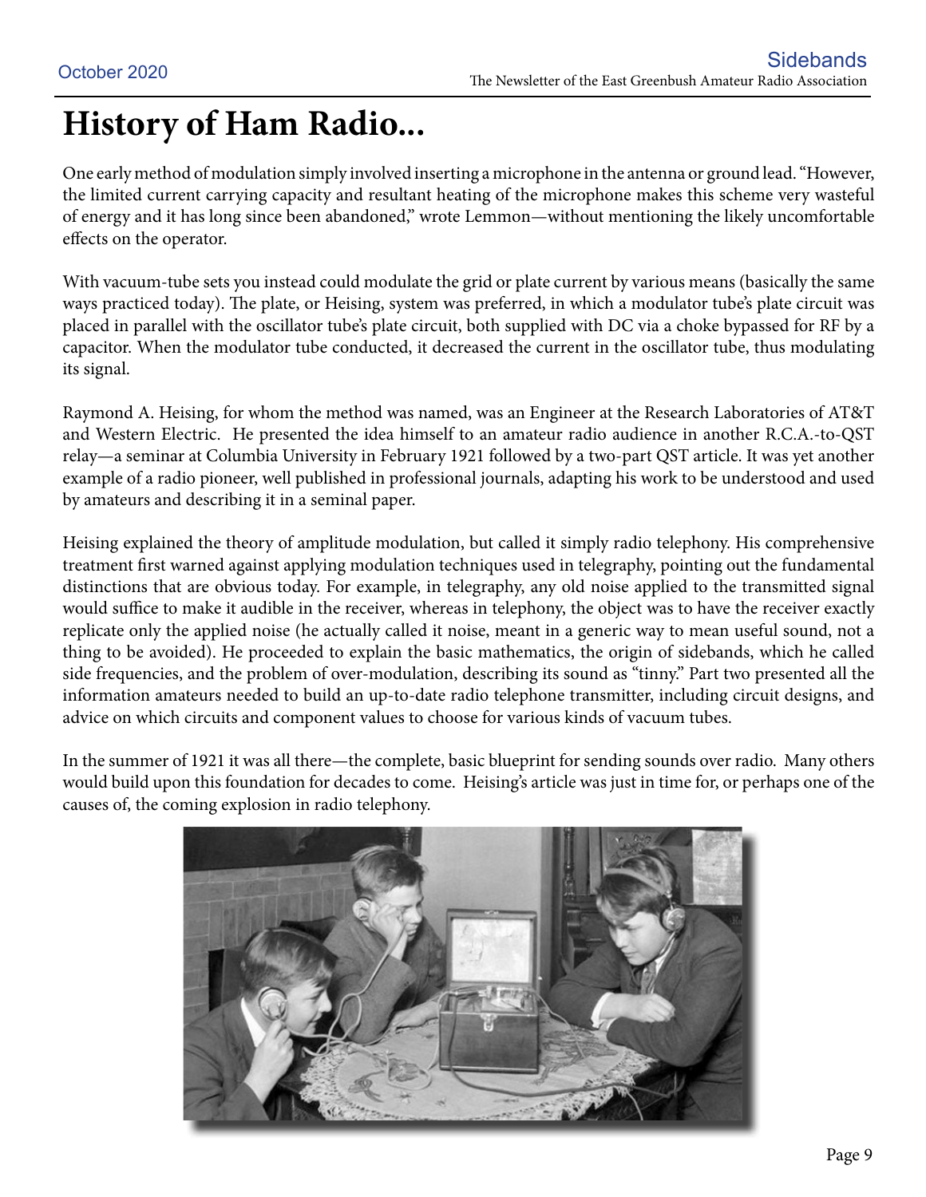# History of Ham Radio...

One early method of modulation simply involved inserting a microphone in the antenna or ground lead. "However, the limited current carrying capacity and resultant heating of the microphone makes this scheme very wasteful of energy and it has long since been abandoned," wrote Lemmon—without mentioning the likely uncomfortable effects on the operator.

With vacuum-tube sets you instead could modulate the grid or plate current by various means (basically the same ways practiced today). The plate, or Heising, system was preferred, in which a modulator tube's plate circuit was placed in parallel with the oscillator tube's plate circuit, both supplied with DC via a choke bypassed for RF by a capacitor. When the modulator tube conducted, it decreased the current in the oscillator tube, thus modulating its signal.

Raymond A. Heising, for whom the method was named, was an Engineer at the Research Laboratories of AT&T and Western Electric. He presented the idea himself to an amateur radio audience in another R.C.A.-to-QST relay—a seminar at Columbia University in February 1921 followed by a two-part QST article. It was yet another example of a radio pioneer, well published in professional journals, adapting his work to be understood and used by amateurs and describing it in a seminal paper.

Heising explained the theory of amplitude modulation, but called it simply radio telephony. His comprehensive treatment first warned against applying modulation techniques used in telegraphy, pointing out the fundamental distinctions that are obvious today. For example, in telegraphy, any old noise applied to the transmitted signal would suffice to make it audible in the receiver, whereas in telephony, the object was to have the receiver exactly replicate only the applied noise (he actually called it noise, meant in a generic way to mean useful sound, not a thing to be avoided). He proceeded to explain the basic mathematics, the origin of sidebands, which he called side frequencies, and the problem of over-modulation, describing its sound as "tinny." Part two presented all the information amateurs needed to build an up-to-date radio telephone transmitter, including circuit designs, and advice on which circuits and component values to choose for various kinds of vacuum tubes.

In the summer of 1921 it was all there—the complete, basic blueprint for sending sounds over radio. Many others would build upon this foundation for decades to come. Heising's article was just in time for, or perhaps one of the causes of, the coming explosion in radio telephony.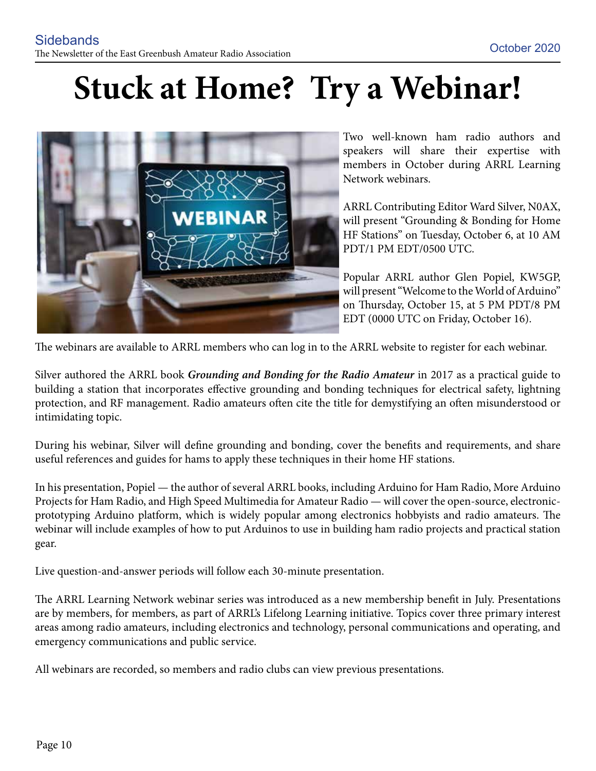# Stuck at Home? Try a Webinar!

Two well-known ham radio authors and speakers will share their expertise with members in October during ARRL Learning Network webinars.

ARRL Contributing Editor Ward Silver, N0AX, will present "Grounding & Bonding for Home HF Stations" on Tuesday, October 6, at 10 AM PDT/1 PM EDT/0500 UTC.

Popular ARRL author Glen Popiel, KW5GP, will present "Welcome to the World of Arduino" on Thursday, October 15, at 5 PM PDT/8 PM EDT (0000 UTC on Friday, October 16).

The webinars are available to ARRL members who can log in to the ARRL website to register for each webinar.

Silver authored the ARRL book ***Grounding and Bonding for the Radio Amateur*** in 2017 as a practical guide to building a station that incorporates effective grounding and bonding techniques for electrical safety, lightning protection, and RF management. Radio amateurs often cite the title for demystifying an often misunderstood or intimidating topic.

During his webinar, Silver will define grounding and bonding, cover the benefits and requirements, and share useful references and guides for hams to apply these techniques in their home HF stations.

In his presentation, Popiel — the author of several ARRL books, including Arduino for Ham Radio, More Arduino Projects for Ham Radio, and High Speed Multimedia for Amateur Radio — will cover the open-source, electronic-prototyping Arduino platform, which is widely popular among electronics hobbyists and radio amateurs. The webinar will include examples of how to put Arduinos to use in building ham radio projects and practical station gear.

Live question-and-answer periods will follow each 30-minute presentation.

The ARRL Learning Network webinar series was introduced as a new membership benefit in July. Presentations are by members, for members, as part of ARRL's Lifelong Learning initiative. Topics cover three primary interest areas among radio amateurs, including electronics and technology, personal communications and operating, and emergency communications and public service.

All webinars are recorded, so members and radio clubs can view previous presentations.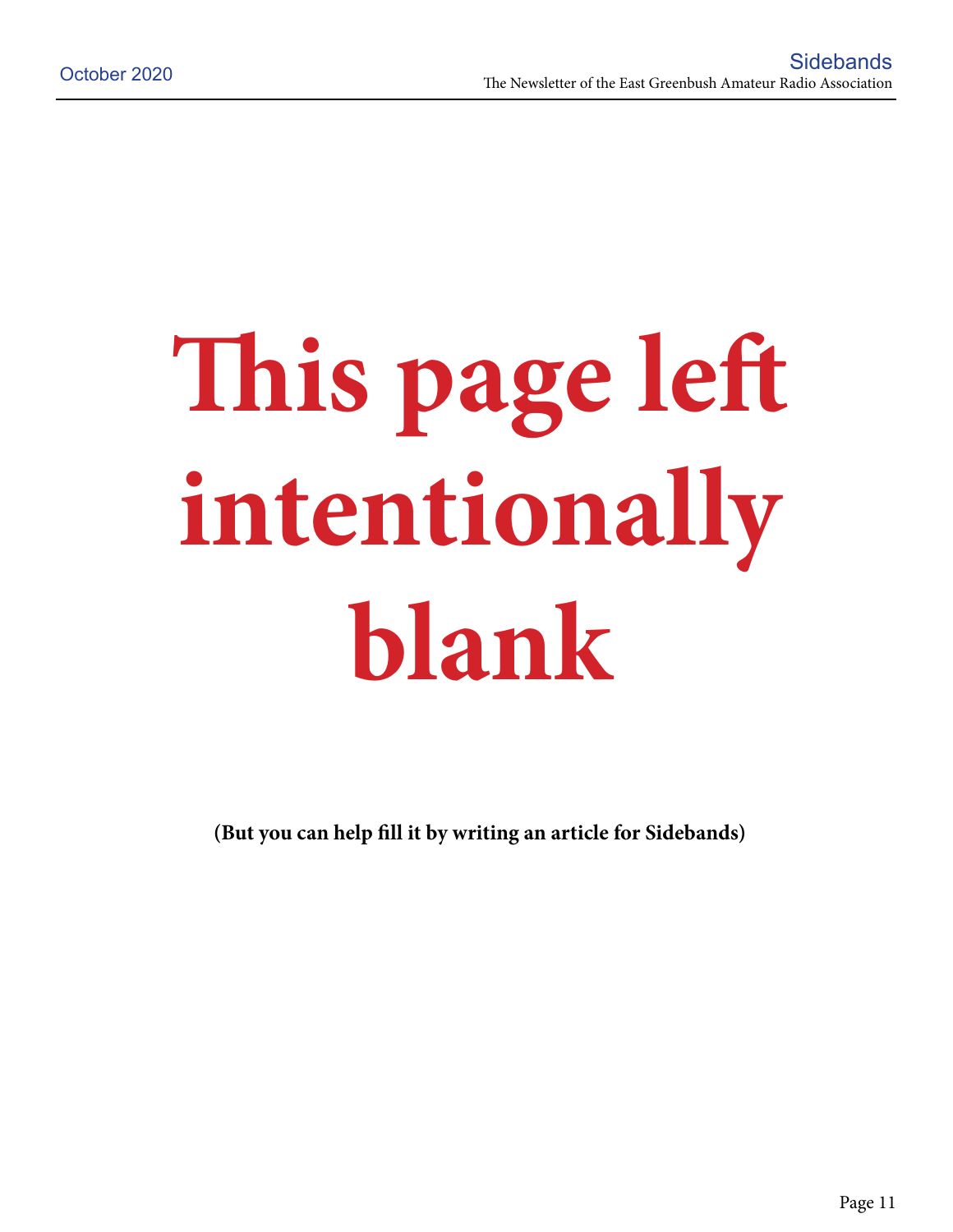# This page left intentionally blank

**(But you can help fill it by writing an article for Sidebands)**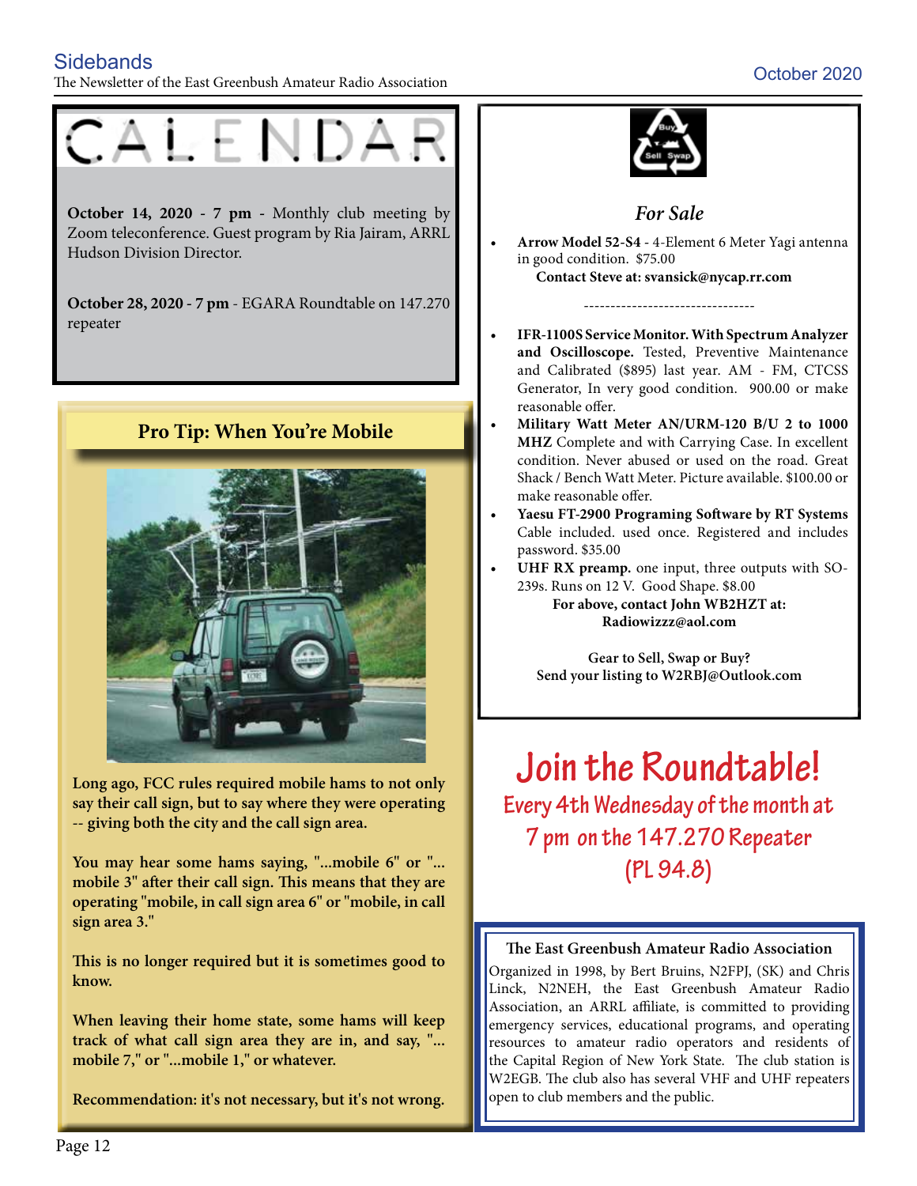# CALENDAR

**October 14, 2020 - 7 pm** - Monthly club meeting by Zoom teleconference. Guest program by Ria Jairam, ARRL Hudson Division Director.

**October 28, 2020 - 7 pm** - EGARA Roundtable on 147.270 repeater

## Pro Tip: When You're Mobile

**Long ago, FCC rules required mobile hams to not only say their call sign, but to say where they were operating -- giving both the city and the call sign area.**

**You may hear some hams saying, "...mobile 6" or "... mobile 3" after their call sign. This means that they are operating "mobile, in call sign area 6" or "mobile, in call sign area 3."**

**This is no longer required but it is sometimes good to know.**

**When leaving their home state, some hams will keep track of what call sign area they are in, and say, "... mobile 7," or "...mobile 1," or whatever.**

**Recommendation: it's not necessary, but it's not wrong.**

## *For Sale*

- **Arrow Model 52-S4** - 4-Element 6 Meter Yagi antenna in good condition. $75.00
  **Contact Steve at: svansick@nycap.rr.com**

--------------------------------

- **IFR-1100S Service Monitor. With Spectrum Analyzer and Oscilloscope.** Tested, Preventive Maintenance and Calibrated ($895) last year. AM - FM, CTCSS Generator, In very good condition. 900.00 or make reasonable offer.
- **Military Watt Meter AN/URM-120 B/U 2 to 1000 MHZ** Complete and with Carrying Case. In excellent condition. Never abused or used on the road. Great Shack / Bench Watt Meter. Picture available. $100.00 or make reasonable offer.
- **Yaesu FT-2900 Programing Software by RT Systems** Cable included. used once. Registered and includes password. $35.00
- **UHF RX preamp.** one input, three outputs with SO-239s. Runs on 12 V. Good Shape. $8.00

**For above, contact John WB2HZT at: Radiowizzz@aol.com**

**Gear to Sell, Swap or Buy?**
**Send your listing to W2RBJ@Outlook.com**

# Join the Roundtable!

**Every 4th Wednesday of the month at 7 pm on the 147.270 Repeater (PL 94.8)**

### The East Greenbush Amateur Radio Association

Organized in 1998, by Bert Bruins, N2FPJ, (SK) and Chris Linck, N2NEH, the East Greenbush Amateur Radio Association, an ARRL affiliate, is committed to providing emergency services, educational programs, and operating resources to amateur radio operators and residents of the Capital Region of New York State. The club station is W2EGB. The club also has several VHF and UHF repeaters open to club members and the public.